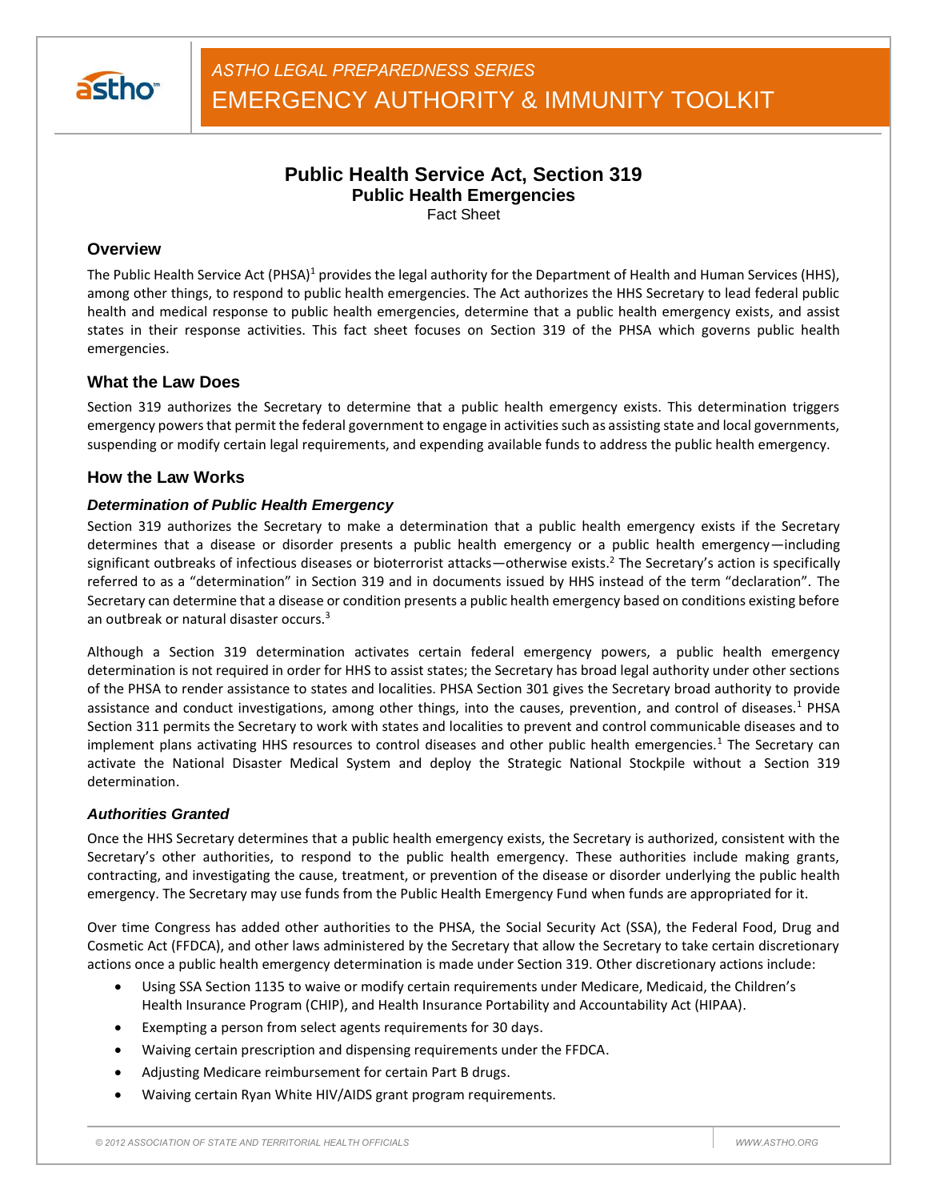ASTHO LEGAL PREPAREDNESS SERIES

EMERGENCY AUTHORITY & IMMUNITY TOOLKIT

# Public Health Service Act, Section 319
## Public Health Emergencies
Fact Sheet

### Overview

The Public Health Service Act (PHSA)[1] provides the legal authority for the Department of Health and Human Services (HHS), among other things, to respond to public health emergencies. The Act authorizes the HHS Secretary to lead federal public health and medical response to public health emergencies, determine that a public health emergency exists, and assist states in their response activities. This fact sheet focuses on Section 319 of the PHSA which governs public health emergencies.

### What the Law Does

Section 319 authorizes the Secretary to determine that a public health emergency exists. This determination triggers emergency powers that permit the federal government to engage in activities such as assisting state and local governments, suspending or modify certain legal requirements, and expending available funds to address the public health emergency.

### How the Law Works

#### *Determination of Public Health Emergency*

Section 319 authorizes the Secretary to make a determination that a public health emergency exists if the Secretary determines that a disease or disorder presents a public health emergency or a public health emergency—including significant outbreaks of infectious diseases or bioterrorist attacks—otherwise exists.[2] The Secretary's action is specifically referred to as a "determination" in Section 319 and in documents issued by HHS instead of the term "declaration". The Secretary can determine that a disease or condition presents a public health emergency based on conditions existing before an outbreak or natural disaster occurs.[3]

Although a Section 319 determination activates certain federal emergency powers, a public health emergency determination is not required in order for HHS to assist states; the Secretary has broad legal authority under other sections of the PHSA to render assistance to states and localities. PHSA Section 301 gives the Secretary broad authority to provide assistance and conduct investigations, among other things, into the causes, prevention, and control of diseases.[1] PHSA Section 311 permits the Secretary to work with states and localities to prevent and control communicable diseases and to implement plans activating HHS resources to control diseases and other public health emergencies.[1] The Secretary can activate the National Disaster Medical System and deploy the Strategic National Stockpile without a Section 319 determination.

#### *Authorities Granted*

Once the HHS Secretary determines that a public health emergency exists, the Secretary is authorized, consistent with the Secretary's other authorities, to respond to the public health emergency. These authorities include making grants, contracting, and investigating the cause, treatment, or prevention of the disease or disorder underlying the public health emergency. The Secretary may use funds from the Public Health Emergency Fund when funds are appropriated for it.

Over time Congress has added other authorities to the PHSA, the Social Security Act (SSA), the Federal Food, Drug and Cosmetic Act (FFDCA), and other laws administered by the Secretary that allow the Secretary to take certain discretionary actions once a public health emergency determination is made under Section 319. Other discretionary actions include:

- Using SSA Section 1135 to waive or modify certain requirements under Medicare, Medicaid, the Children's Health Insurance Program (CHIP), and Health Insurance Portability and Accountability Act (HIPAA).
- Exempting a person from select agents requirements for 30 days.
- Waiving certain prescription and dispensing requirements under the FFDCA.
- Adjusting Medicare reimbursement for certain Part B drugs.
- Waiving certain Ryan White HIV/AIDS grant program requirements.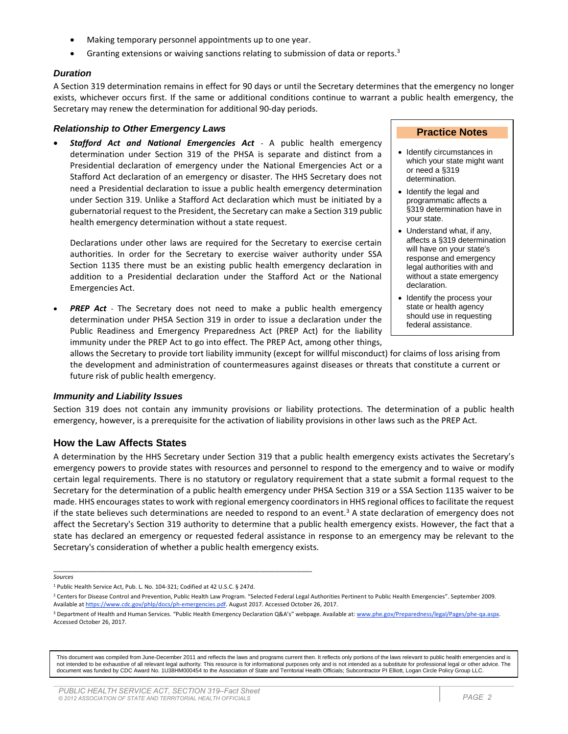- Making temporary personnel appointments up to one year.
- Granting extensions or waiving sanctions relating to submission of data or reports.[3]

### *Duration*

A Section 319 determination remains in effect for 90 days or until the Secretary determines that the emergency no longer exists, whichever occurs first. If the same or additional conditions continue to warrant a public health emergency, the Secretary may renew the determination for additional 90-day periods.

### *Relationship to Other Emergency Laws*

- ***Stafford Act and National Emergencies Act*** - A public health emergency determination under Section 319 of the PHSA is separate and distinct from a Presidential declaration of emergency under the National Emergencies Act or a Stafford Act declaration of an emergency or disaster. The HHS Secretary does not need a Presidential declaration to issue a public health emergency determination under Section 319. Unlike a Stafford Act declaration which must be initiated by a gubernatorial request to the President, the Secretary can make a Section 319 public health emergency determination without a state request.

  Declarations under other laws are required for the Secretary to exercise certain authorities. In order for the Secretary to exercise waiver authority under SSA Section 1135 there must be an existing public health emergency declaration in addition to a Presidential declaration under the Stafford Act or the National Emergencies Act.

- ***PREP Act*** - The Secretary does not need to make a public health emergency determination under PHSA Section 319 in order to issue a declaration under the Public Readiness and Emergency Preparedness Act (PREP Act) for the liability immunity under the PREP Act to go into effect. The PREP Act, among other things, allows the Secretary to provide tort liability immunity (except for willful misconduct) for claims of loss arising from the development and administration of countermeasures against diseases or threats that constitute a current or future risk of public health emergency.

> **Practice Notes**
>
> - Identify circumstances in which your state might want or need a §319 determination.
> - Identify the legal and programmatic affects a §319 determination have in your state.
> - Understand what, if any, affects a §319 determination will have on your state's response and emergency legal authorities with and without a state emergency declaration.
> - Identify the process your state or health agency should use in requesting federal assistance.

### *Immunity and Liability Issues*

Section 319 does not contain any immunity provisions or liability protections. The determination of a public health emergency, however, is a prerequisite for the activation of liability provisions in other laws such as the PREP Act.

## How the Law Affects States

A determination by the HHS Secretary under Section 319 that a public health emergency exists activates the Secretary's emergency powers to provide states with resources and personnel to respond to the emergency and to waive or modify certain legal requirements. There is no statutory or regulatory requirement that a state submit a formal request to the Secretary for the determination of a public health emergency under PHSA Section 319 or a SSA Section 1135 waiver to be made. HHS encourages states to work with regional emergency coordinators in HHS regional offices to facilitate the request if the state believes such determinations are needed to respond to an event.[3] A state declaration of emergency does not affect the Secretary's Section 319 authority to determine that a public health emergency exists. However, the fact that a state has declared an emergency or requested federal assistance in response to an emergency may be relevant to the Secretary's consideration of whether a public health emergency exists.

---

*Sources*

[1] Public Health Service Act, Pub. L. No. 104-321; Codified at 42 U.S.C. § 247d.

[2] Centers for Disease Control and Prevention, Public Health Law Program. "Selected Federal Legal Authorities Pertinent to Public Health Emergencies". September 2009. Available at https://www.cdc.gov/phlp/docs/ph-emergencies.pdf. August 2017. Accessed October 26, 2017.

[3] Department of Health and Human Services. "Public Health Emergency Declaration Q&A's" webpage. Available at: www.phe.gov/Preparedness/legal/Pages/phe-qa.aspx. Accessed October 26, 2017.

This document was compiled from June-December 2011 and reflects the laws and programs current then. It reflects only portions of the laws relevant to public health emergencies and is not intended to be exhaustive of all relevant legal authority. This resource is for informational purposes only and is not intended as a substitute for professional legal or other advice. The document was funded by CDC Award No. 1U38HM000454 to the Association of State and Territorial Health Officials; Subcontractor PI Elliott, Logan Circle Policy Group LLC.